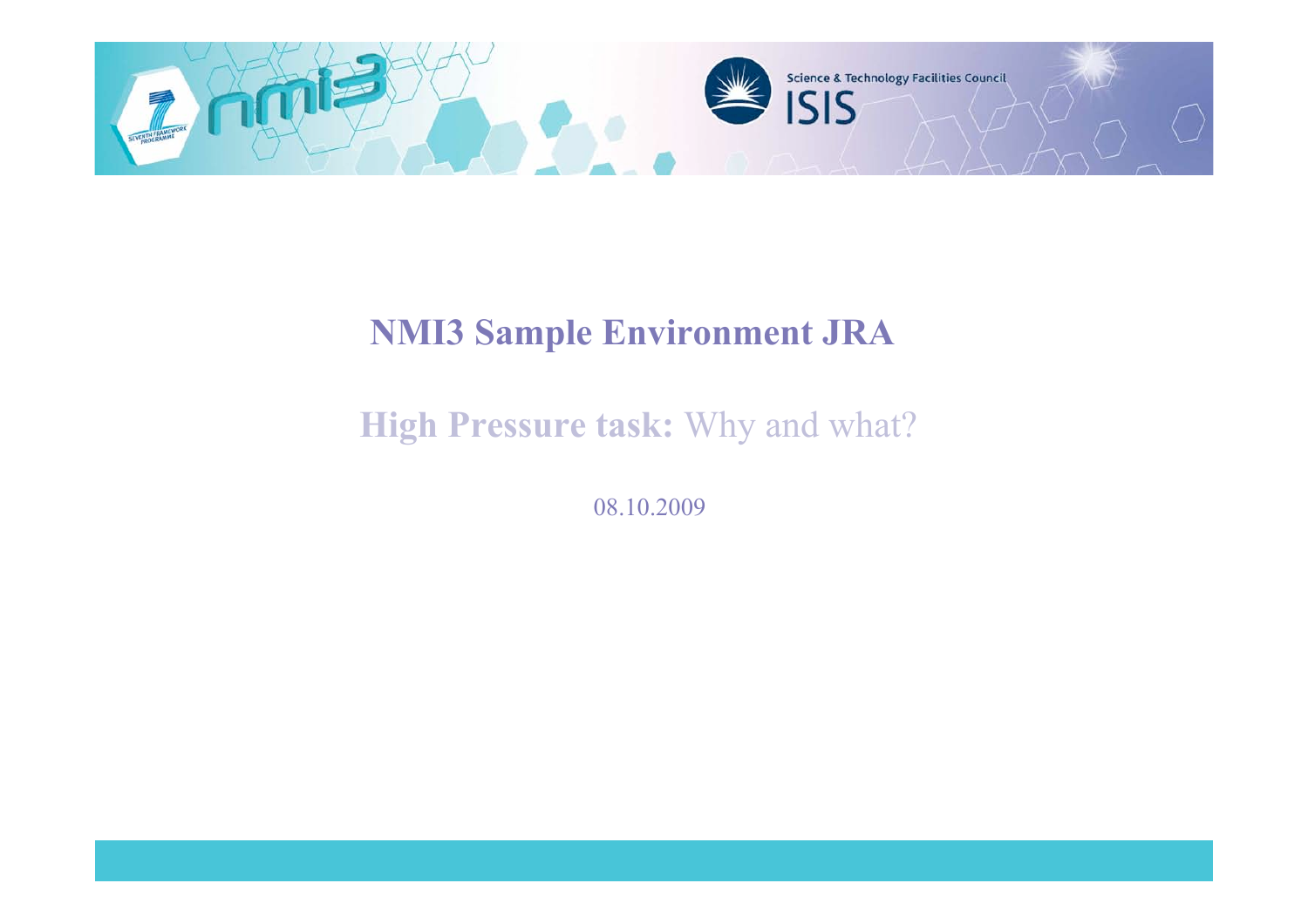# NMI3 Sample Environment JRA

## **High Pressure task:** Why and what?

08.10.2009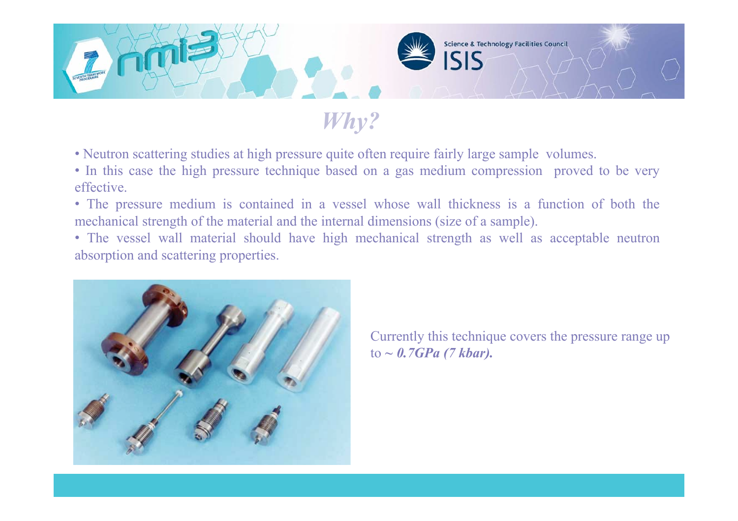# *Why?*

- Neutron scattering studies at high pressure quite often require fairly large sample volumes.
- In this case the high pressure technique based on a gas medium compression proved to be very effective.
- The pressure medium is contained in a vessel whose wall thickness is a function of both the mechanical strength of the material and the internal dimensions (size of a sample).
- The vessel wall material should have high mechanical strength as well as acceptable neutron absorption and scattering properties.

Currently this technique covers the pressure range up to ~ ***0.7GPa (7 kbar).***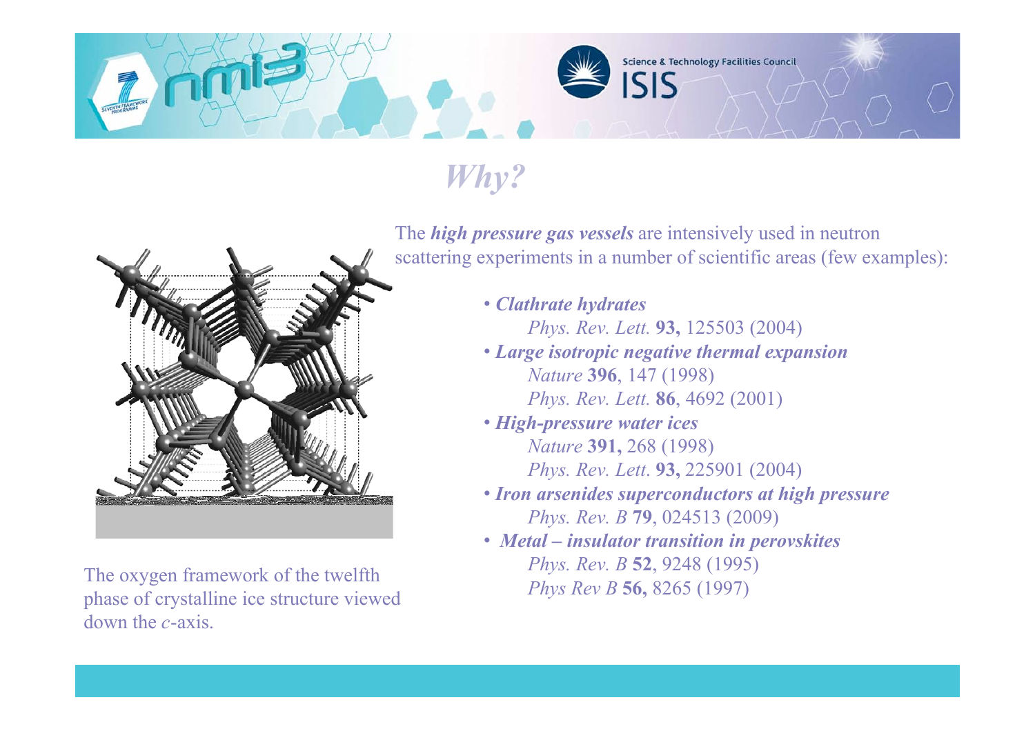# *Why?*

The ***high pressure gas vessels*** are intensively used in neutron scattering experiments in a number of scientific areas (few examples):

- ***Clathrate hydrates***
  *Phys. Rev. Lett.* **93,** 125503 (2004)
- ***Large isotropic negative thermal expansion***
  *Nature* **396**, 147 (1998)
  *Phys. Rev. Lett.* **86**, 4692 (2001)
- ***High-pressure water ices***
  *Nature* **391,** 268 (1998)
  *Phys. Rev. Lett.* **93,** 225901 (2004)
- ***Iron arsenides superconductors at high pressure***
  *Phys. Rev. B* **79**, 024513 (2009)
- ***Metal – insulator transition in perovskites***
  *Phys. Rev. B* **52**, 9248 (1995)
  *Phys Rev B* **56,** 8265 (1997)

The oxygen framework of the twelfth phase of crystalline ice structure viewed down the *c*-axis.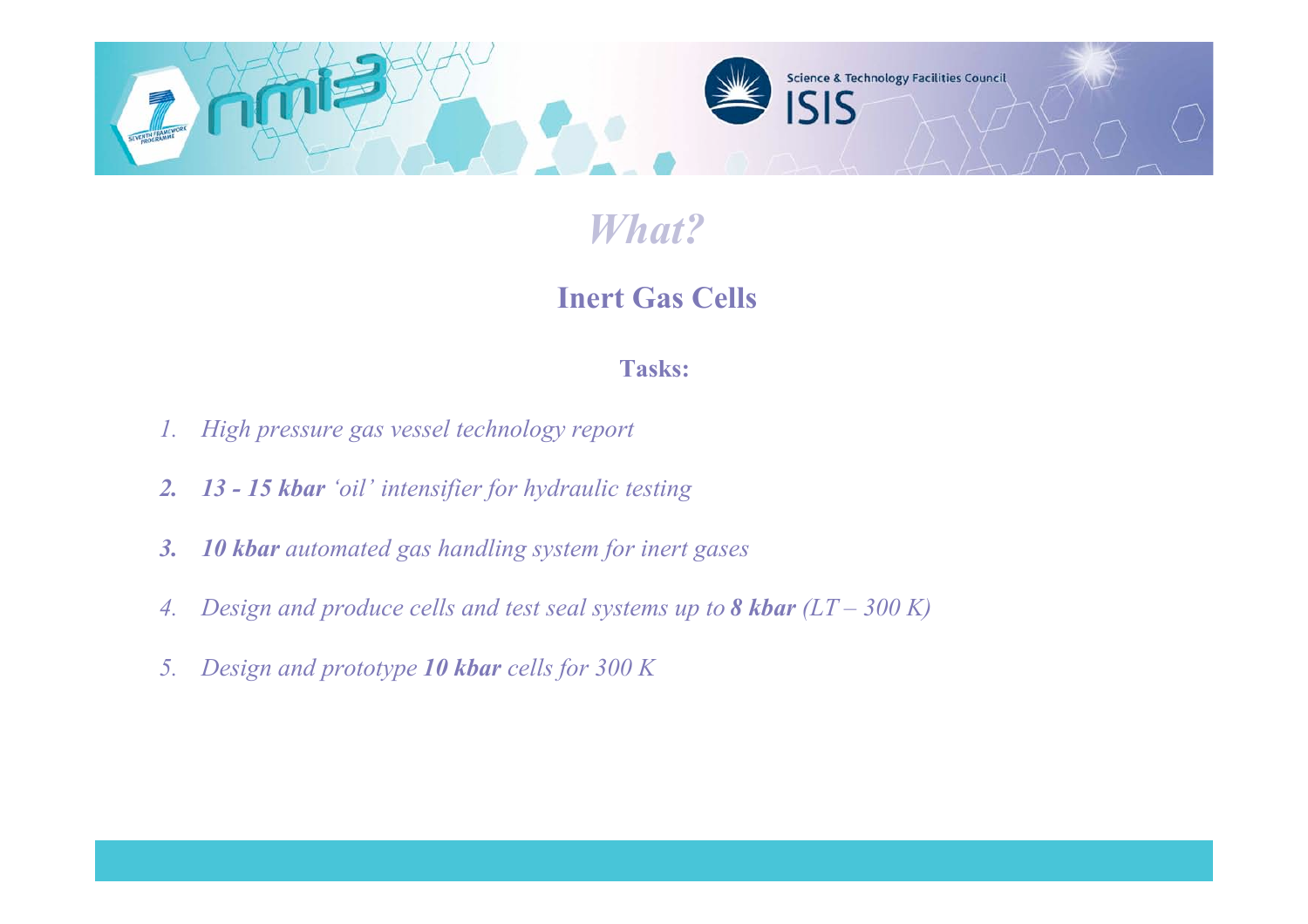# *What?*

## Inert Gas Cells

**Tasks:**

1. *High pressure gas vessel technology report*
2. ***13 - 15 kbar** ‘oil’ intensifier for hydraulic testing*
3. ***10 kbar** automated gas handling system for inert gases*
4. *Design and produce cells and test seal systems up to **8 kbar** (LT – 300 K)*
5. *Design and prototype **10 kbar** cells for 300 K*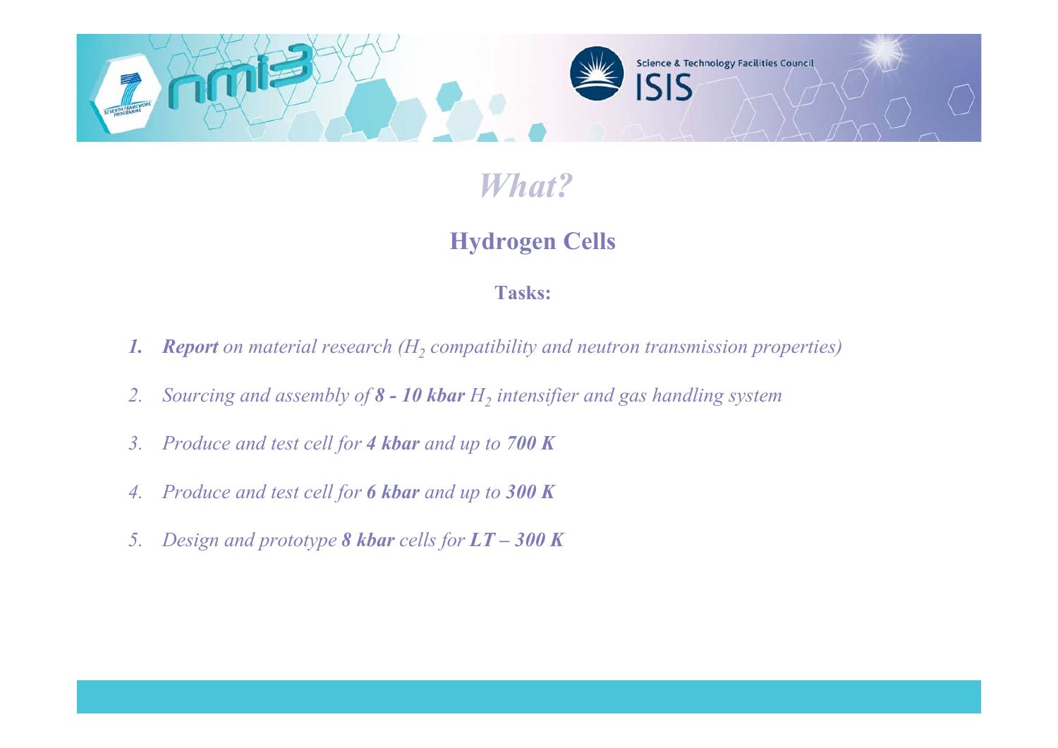# *What?*

## Hydrogen Cells

**Tasks:**

1. ***Report*** *on material research ($H_2$ compatibility and neutron transmission properties)*
2. *Sourcing and assembly of* ***8 - 10 kbar*** *$H_2$ intensifier and gas handling system*
3. *Produce and test cell for* ***4 kbar*** *and up to* ***700 K***
4. *Produce and test cell for* ***6 kbar*** *and up to* ***300 K***
5. *Design and prototype* ***8 kbar*** *cells for* ***LT – 300 K***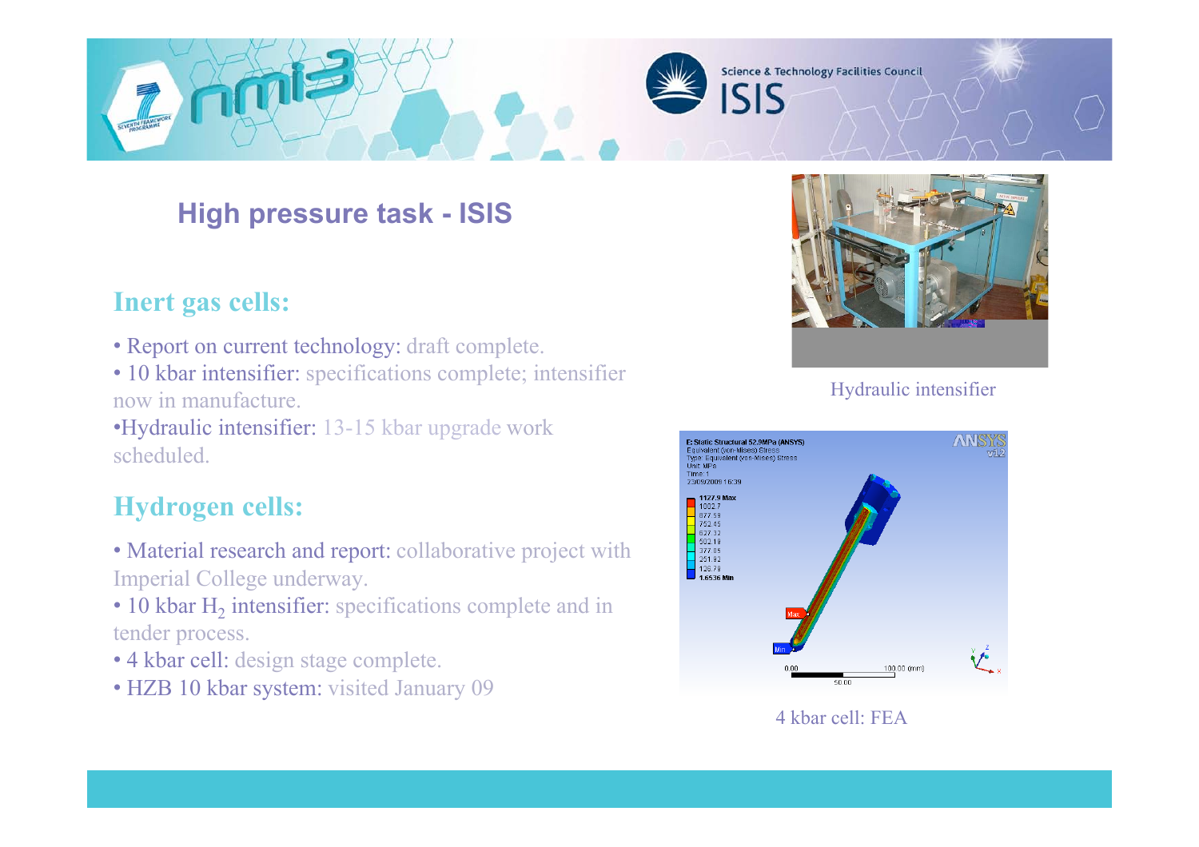## High pressure task - ISIS

### Inert gas cells:

- Report on current technology: draft complete.
- 10 kbar intensifier: specifications complete; intensifier now in manufacture.
- Hydraulic intensifier: 13-15 kbar upgrade work scheduled.

### Hydrogen cells:

- Material research and report: collaborative project with Imperial College underway.
- 10 kbar $H_2$ intensifier: specifications complete and in tender process.
- 4 kbar cell: design stage complete.
- HZB 10 kbar system: visited January 09

Hydraulic intensifier

E: Static Structural 52.9MPa (ANSYS)
Equivalent (von-Mises) Stress
Type: Equivalent (von-Mises) Stress
Unit: MPa
Time: 1
23/09/2009 16:39

1127.9 Max
1002.7
877.59
752.45
627.32
502.19
377.05
251.92
126.79
1.6536 Min

ANSYS v12

Max
Min

0.00
50.00
100.00 (mm)

4 kbar cell: FEA